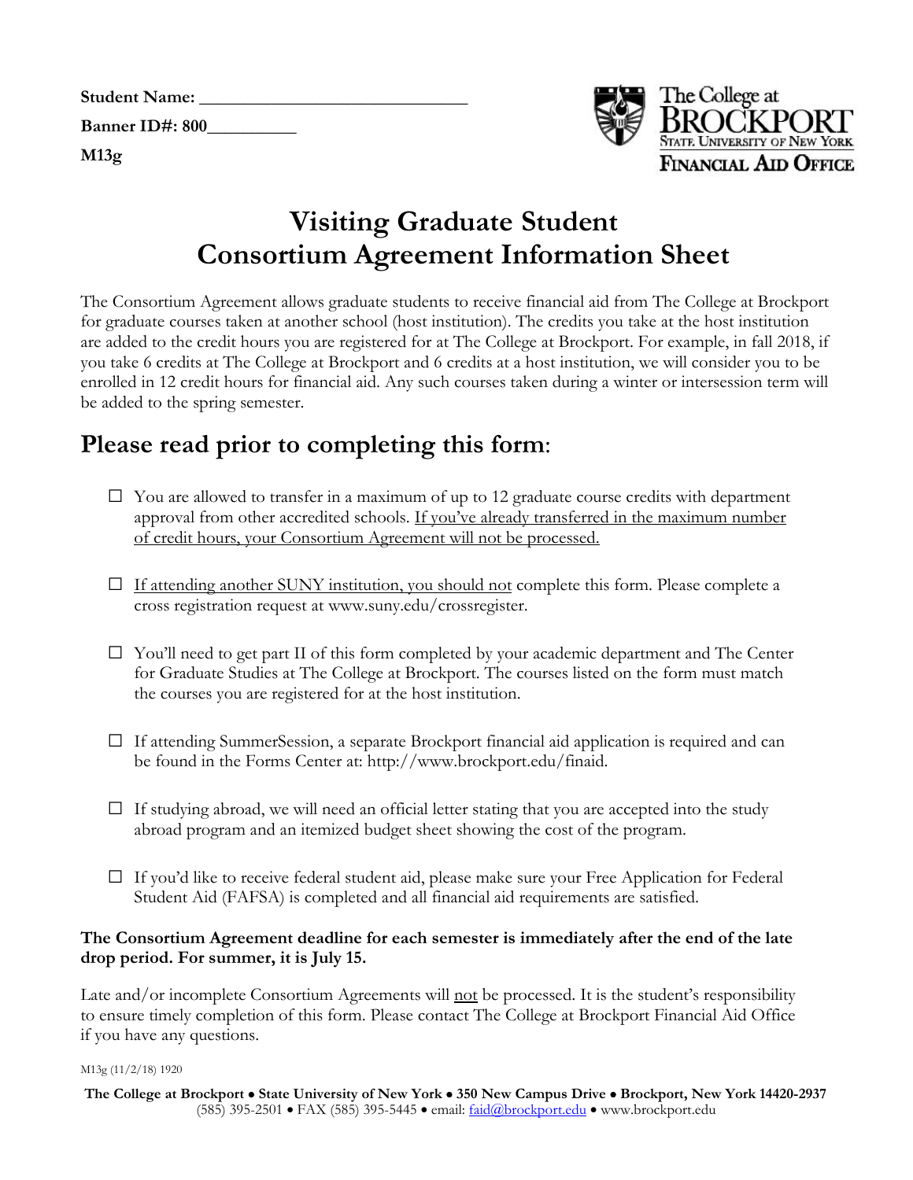**Student Name:** ______________________________

**Banner ID#: 800**__________

**M13g**

The College at Brockport
State University of New York
Financial Aid Office

# Visiting Graduate Student Consortium Agreement Information Sheet

The Consortium Agreement allows graduate students to receive financial aid from The College at Brockport for graduate courses taken at another school (host institution). The credits you take at the host institution are added to the credit hours you are registered for at The College at Brockport. For example, in fall 2018, if you take 6 credits at The College at Brockport and 6 credits at a host institution, we will consider you to be enrolled in 12 credit hours for financial aid. Any such courses taken during a winter or intersession term will be added to the spring semester.

## Please read prior to completing this form:

- ☐ You are allowed to transfer in a maximum of up to 12 graduate course credits with department approval from other accredited schools. <u>If you've already transferred in the maximum number of credit hours, your Consortium Agreement will not be processed.</u>
- ☐ <u>If attending another SUNY institution, you should not</u> complete this form. Please complete a cross registration request at www.suny.edu/crossregister.
- ☐ You'll need to get part II of this form completed by your academic department and The Center for Graduate Studies at The College at Brockport. The courses listed on the form must match the courses you are registered for at the host institution.
- ☐ If attending SummerSession, a separate Brockport financial aid application is required and can be found in the Forms Center at: http://www.brockport.edu/finaid.
- ☐ If studying abroad, we will need an official letter stating that you are accepted into the study abroad program and an itemized budget sheet showing the cost of the program.
- ☐ If you'd like to receive federal student aid, please make sure your Free Application for Federal Student Aid (FAFSA) is completed and all financial aid requirements are satisfied.

**The Consortium Agreement deadline for each semester is immediately after the end of the late drop period. For summer, it is July 15.**

Late and/or incomplete Consortium Agreements will <u>not</u> be processed. It is the student's responsibility to ensure timely completion of this form. Please contact The College at Brockport Financial Aid Office if you have any questions.

M13g (11/2/18) 1920

**The College at Brockport • State University of New York • 350 New Campus Drive • Brockport, New York 14420-2937**
(585) 395-2501 • FAX (585) 395-5445 • email: faid@brockport.edu • www.brockport.edu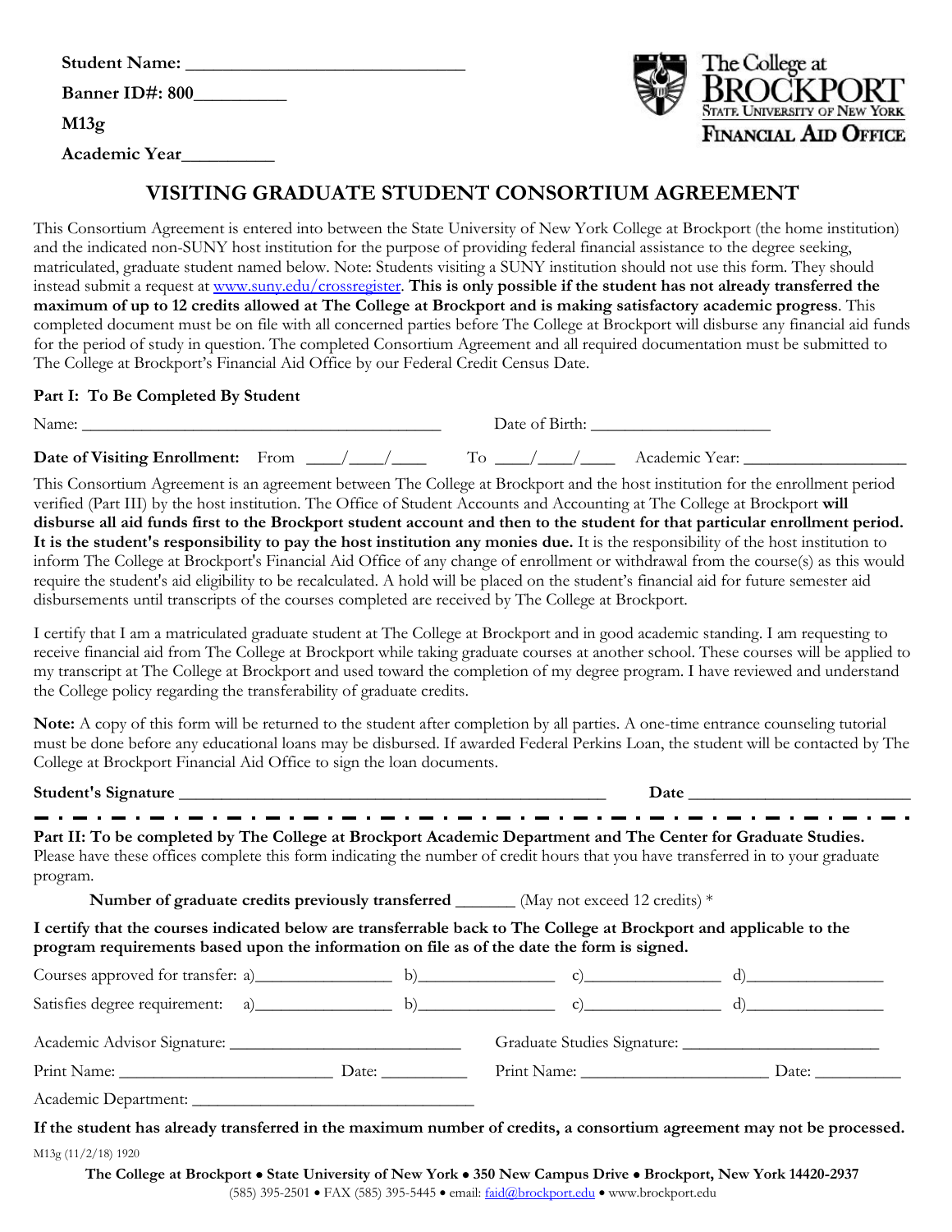**Student Name:** ______________________________

**Banner ID#: 800**__________

**M13g**

**Academic Year**__________

The College at BROCKPORT
STATE UNIVERSITY OF NEW YORK
FINANCIAL AID OFFICE

# VISITING GRADUATE STUDENT CONSORTIUM AGREEMENT

This Consortium Agreement is entered into between the State University of New York College at Brockport (the home institution) and the indicated non-SUNY host institution for the purpose of providing federal financial assistance to the degree seeking, matriculated, graduate student named below. Note: Students visiting a SUNY institution should not use this form. They should instead submit a request at www.suny.edu/crossregister. **This is only possible if the student has not already transferred the maximum of up to 12 credits allowed at The College at Brockport and is making satisfactory academic progress**. This completed document must be on file with all concerned parties before The College at Brockport will disburse any financial aid funds for the period of study in question. The completed Consortium Agreement and all required documentation must be submitted to The College at Brockport's Financial Aid Office by our Federal Credit Census Date.

**Part I: To Be Completed By Student**

Name: ________________________________________ Date of Birth: ____________________

**Date of Visiting Enrollment:** From ____/____/____ To ____/____/____ Academic Year: __________________

This Consortium Agreement is an agreement between The College at Brockport and the host institution for the enrollment period verified (Part III) by the host institution. The Office of Student Accounts and Accounting at The College at Brockport **will disburse all aid funds first to the Brockport student account and then to the student for that particular enrollment period. It is the student's responsibility to pay the host institution any monies due.** It is the responsibility of the host institution to inform The College at Brockport's Financial Aid Office of any change of enrollment or withdrawal from the course(s) as this would require the student's aid eligibility to be recalculated. A hold will be placed on the student's financial aid for future semester aid disbursements until transcripts of the courses completed are received by The College at Brockport.

I certify that I am a matriculated graduate student at The College at Brockport and in good academic standing. I am requesting to receive financial aid from The College at Brockport while taking graduate courses at another school. These courses will be applied to my transcript at The College at Brockport and used toward the completion of my degree program. I have reviewed and understand the College policy regarding the transferability of graduate credits.

**Note:** A copy of this form will be returned to the student after completion by all parties. A one-time entrance counseling tutorial must be done before any educational loans may be disbursed. If awarded Federal Perkins Loan, the student will be contacted by The College at Brockport Financial Aid Office to sign the loan documents.

**Student's Signature** ______________________________________________ **Date** ________________________

---

**Part II: To be completed by The College at Brockport Academic Department and The Center for Graduate Studies.** Please have these offices complete this form indicating the number of credit hours that you have transferred in to your graduate program.

**Number of graduate credits previously transferred** _______ (May not exceed 12 credits) *

**I certify that the courses indicated below are transferrable back to The College at Brockport and applicable to the program requirements based upon the information on file as of the date the form is signed.**

Courses approved for transfer: a)_______________ b)_______________ c)_______________ d)_______________

Satisfies degree requirement: a)_______________ b)_______________ c)_______________ d)_______________

Academic Advisor Signature: __________________________ Graduate Studies Signature: ______________________

Print Name: ________________________ Date: __________ Print Name: ______________________ Date: __________

Academic Department: ________________________________

**If the student has already transferred in the maximum number of credits, a consortium agreement may not be processed.**

M13g (11/2/18) 1920

**The College at Brockport • State University of New York • 350 New Campus Drive • Brockport, New York 14420-2937**
(585) 395-2501 • FAX (585) 395-5445 • email: faid@brockport.edu • www.brockport.edu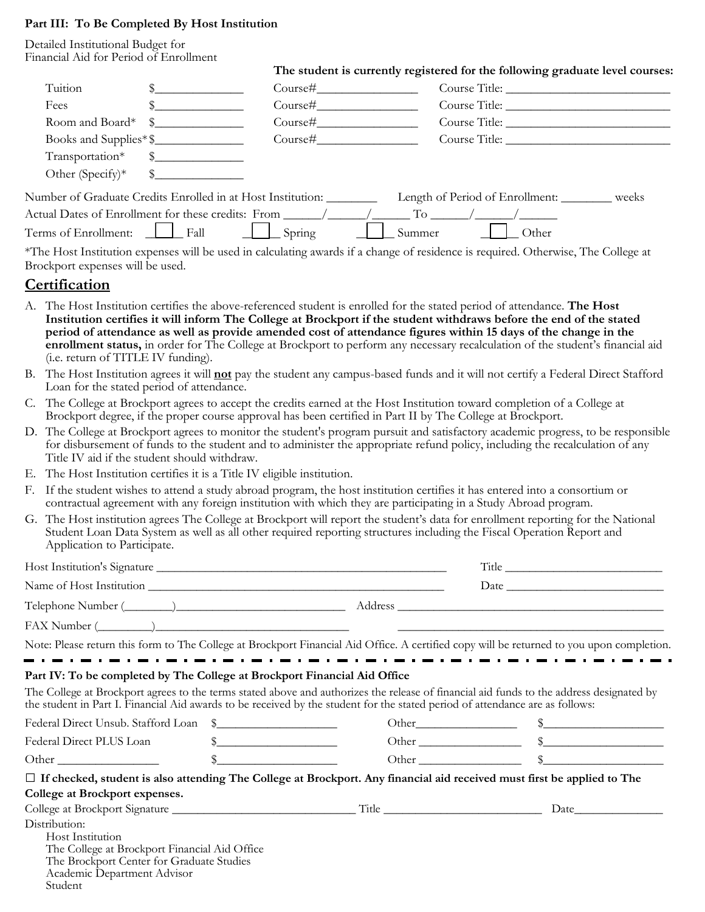**Part III: To Be Completed By Host Institution**

Detailed Institutional Budget for
Financial Aid for Period of Enrollment

**The student is currently registered for the following graduate level courses:**

| | | | |
|---|---|---|---|
| Tuition | $______________ | Course#________________ | Course Title: ___________________________ |
| Fees | $______________ | Course#________________ | Course Title: ___________________________ |
| Room and Board* | $______________ | Course#________________ | Course Title: ___________________________ |
| Books and Supplies* | $______________ | Course#________________ | Course Title: ___________________________ |
| Transportation* | $______________ | | |
| Other (Specify)* | $______________ | | |

Number of Graduate Credits Enrolled in at Host Institution: ________ Length of Period of Enrollment: ________ weeks

Actual Dates of Enrollment for these credits: From ______/______/______ To ______/______/______

Terms of Enrollment: ☐ Fall ☐ Spring ☐ Summer ☐ Other

*The Host Institution expenses will be used in calculating awards if a change of residence is required. Otherwise, The College at Brockport expenses will be used.

## Certification

A. The Host Institution certifies the above-referenced student is enrolled for the stated period of attendance. **The Host Institution certifies it will inform The College at Brockport if the student withdraws before the end of the stated period of attendance as well as provide amended cost of attendance figures within 15 days of the change in the enrollment status,** in order for The College at Brockport to perform any necessary recalculation of the student's financial aid (i.e. return of TITLE IV funding).

B. The Host Institution agrees it will **not** pay the student any campus-based funds and it will not certify a Federal Direct Stafford Loan for the stated period of attendance.

C. The College at Brockport agrees to accept the credits earned at the Host Institution toward completion of a College at Brockport degree, if the proper course approval has been certified in Part II by The College at Brockport.

D. The College at Brockport agrees to monitor the student's program pursuit and satisfactory academic progress, to be responsible for disbursement of funds to the student and to administer the appropriate refund policy, including the recalculation of any Title IV aid if the student should withdraw.

E. The Host Institution certifies it is a Title IV eligible institution.

F. If the student wishes to attend a study abroad program, the host institution certifies it has entered into a consortium or contractual agreement with any foreign institution with which they are participating in a Study Abroad program.

G. The Host institution agrees The College at Brockport will report the student's data for enrollment reporting for the National Student Loan Data System as well as all other required reporting structures including the Fiscal Operation Report and Application to Participate.

Host Institution's Signature ______________________________________________ Title __________________________

Name of Host Institution ________________________________________________ Date __________________________

Telephone Number (________)____________________________ Address _____________________________________________

FAX Number (_________)__________________________________ _____________________________________________

Note: Please return this form to The College at Brockport Financial Aid Office. A certified copy will be returned to you upon completion.

---

**Part IV: To be completed by The College at Brockport Financial Aid Office**

The College at Brockport agrees to the terms stated above and authorizes the release of financial aid funds to the address designated by the student in Part I. Financial Aid awards to be received by the student for the stated period of attendance are as follows:

| | | | |
|---|---|---|---|
| Federal Direct Unsub. Stafford Loan | $____________________ | Other_________________ | $____________________ |
| Federal Direct PLUS Loan | $____________________ | Other _________________ | $____________________ |
| Other ________________ | $____________________ | Other _________________ | $____________________ |

☐ **If checked, student is also attending The College at Brockport. Any financial aid received must first be applied to The College at Brockport expenses.**

College at Brockport Signature _______________________________ Title ___________________________ Date_______________

Distribution:

- Host Institution
- The College at Brockport Financial Aid Office
- The Brockport Center for Graduate Studies
- Academic Department Advisor
- Student